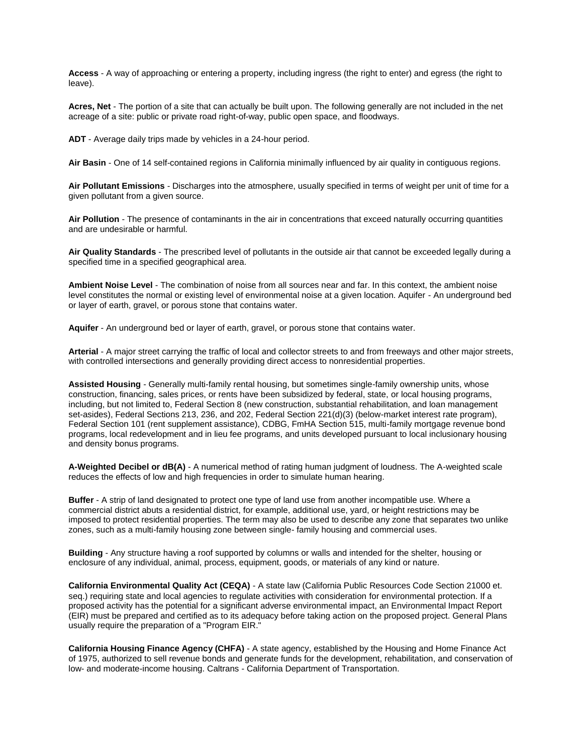**Access** - A way of approaching or entering a property, including ingress (the right to enter) and egress (the right to leave).

**Acres, Net** - The portion of a site that can actually be built upon. The following generally are not included in the net acreage of a site: public or private road right-of-way, public open space, and floodways.

**ADT** - Average daily trips made by vehicles in a 24-hour period.

**Air Basin** - One of 14 self-contained regions in California minimally influenced by air quality in contiguous regions.

**Air Pollutant Emissions** - Discharges into the atmosphere, usually specified in terms of weight per unit of time for a given pollutant from a given source.

**Air Pollution** - The presence of contaminants in the air in concentrations that exceed naturally occurring quantities and are undesirable or harmful.

**Air Quality Standards** - The prescribed level of pollutants in the outside air that cannot be exceeded legally during a specified time in a specified geographical area.

**Ambient Noise Level** - The combination of noise from all sources near and far. In this context, the ambient noise level constitutes the normal or existing level of environmental noise at a given location. Aquifer - An underground bed or layer of earth, gravel, or porous stone that contains water.

**Aquifer** - An underground bed or layer of earth, gravel, or porous stone that contains water.

**Arterial** - A major street carrying the traffic of local and collector streets to and from freeways and other major streets, with controlled intersections and generally providing direct access to nonresidential properties.

**Assisted Housing** - Generally multi-family rental housing, but sometimes single-family ownership units, whose construction, financing, sales prices, or rents have been subsidized by federal, state, or local housing programs, including, but not limited to, Federal Section 8 (new construction, substantial rehabilitation, and loan management set-asides), Federal Sections 213, 236, and 202, Federal Section 221(d)(3) (below-market interest rate program), Federal Section 101 (rent supplement assistance), CDBG, FmHA Section 515, multi-family mortgage revenue bond programs, local redevelopment and in lieu fee programs, and units developed pursuant to local inclusionary housing and density bonus programs.

**A-Weighted Decibel or dB(A)** - A numerical method of rating human judgment of loudness. The A-weighted scale reduces the effects of low and high frequencies in order to simulate human hearing.

**Buffer** - A strip of land designated to protect one type of land use from another incompatible use. Where a commercial district abuts a residential district, for example, additional use, yard, or height restrictions may be imposed to protect residential properties. The term may also be used to describe any zone that separates two unlike zones, such as a multi-family housing zone between single- family housing and commercial uses.

**Building** - Any structure having a roof supported by columns or walls and intended for the shelter, housing or enclosure of any individual, animal, process, equipment, goods, or materials of any kind or nature.

**California Environmental Quality Act (CEQA)** - A state law (California Public Resources Code Section 21000 et. seq.) requiring state and local agencies to regulate activities with consideration for environmental protection. If a proposed activity has the potential for a significant adverse environmental impact, an Environmental Impact Report (EIR) must be prepared and certified as to its adequacy before taking action on the proposed project. General Plans usually require the preparation of a "Program EIR."

**California Housing Finance Agency (CHFA)** - A state agency, established by the Housing and Home Finance Act of 1975, authorized to sell revenue bonds and generate funds for the development, rehabilitation, and conservation of low- and moderate-income housing. Caltrans - California Department of Transportation.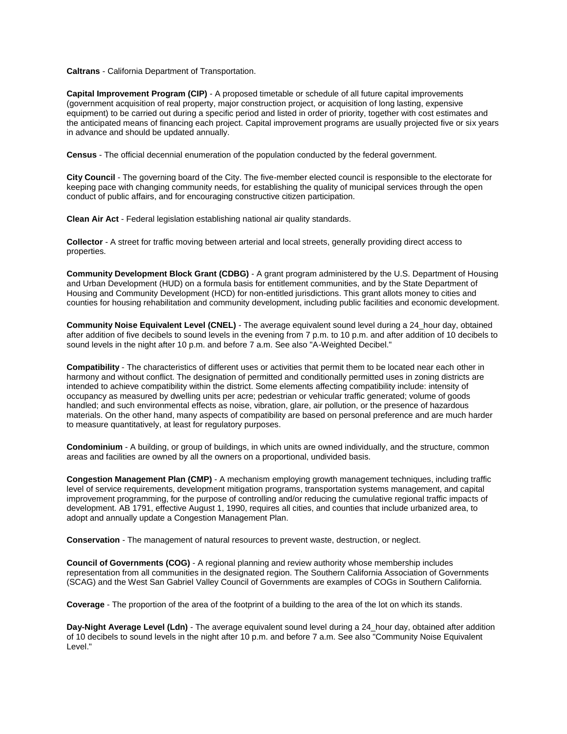**Caltrans** - California Department of Transportation.

**Capital Improvement Program (CIP)** - A proposed timetable or schedule of all future capital improvements (government acquisition of real property, major construction project, or acquisition of long lasting, expensive equipment) to be carried out during a specific period and listed in order of priority, together with cost estimates and the anticipated means of financing each project. Capital improvement programs are usually projected five or six years in advance and should be updated annually.

**Census** - The official decennial enumeration of the population conducted by the federal government.

**City Council** - The governing board of the City. The five-member elected council is responsible to the electorate for keeping pace with changing community needs, for establishing the quality of municipal services through the open conduct of public affairs, and for encouraging constructive citizen participation.

**Clean Air Act** - Federal legislation establishing national air quality standards.

**Collector** - A street for traffic moving between arterial and local streets, generally providing direct access to properties.

**Community Development Block Grant (CDBG)** - A grant program administered by the U.S. Department of Housing and Urban Development (HUD) on a formula basis for entitlement communities, and by the State Department of Housing and Community Development (HCD) for non-entitled jurisdictions. This grant allots money to cities and counties for housing rehabilitation and community development, including public facilities and economic development.

**Community Noise Equivalent Level (CNEL)** - The average equivalent sound level during a 24_hour day, obtained after addition of five decibels to sound levels in the evening from 7 p.m. to 10 p.m. and after addition of 10 decibels to sound levels in the night after 10 p.m. and before 7 a.m. See also "A-Weighted Decibel."

**Compatibility** - The characteristics of different uses or activities that permit them to be located near each other in harmony and without conflict. The designation of permitted and conditionally permitted uses in zoning districts are intended to achieve compatibility within the district. Some elements affecting compatibility include: intensity of occupancy as measured by dwelling units per acre; pedestrian or vehicular traffic generated; volume of goods handled; and such environmental effects as noise, vibration, glare, air pollution, or the presence of hazardous materials. On the other hand, many aspects of compatibility are based on personal preference and are much harder to measure quantitatively, at least for regulatory purposes.

**Condominium** - A building, or group of buildings, in which units are owned individually, and the structure, common areas and facilities are owned by all the owners on a proportional, undivided basis.

**Congestion Management Plan (CMP)** - A mechanism employing growth management techniques, including traffic level of service requirements, development mitigation programs, transportation systems management, and capital improvement programming, for the purpose of controlling and/or reducing the cumulative regional traffic impacts of development. AB 1791, effective August 1, 1990, requires all cities, and counties that include urbanized area, to adopt and annually update a Congestion Management Plan.

**Conservation** - The management of natural resources to prevent waste, destruction, or neglect.

**Council of Governments (COG)** - A regional planning and review authority whose membership includes representation from all communities in the designated region. The Southern California Association of Governments (SCAG) and the West San Gabriel Valley Council of Governments are examples of COGs in Southern California.

**Coverage** - The proportion of the area of the footprint of a building to the area of the lot on which its stands.

**Day-Night Average Level (Ldn)** - The average equivalent sound level during a 24_hour day, obtained after addition of 10 decibels to sound levels in the night after 10 p.m. and before 7 a.m. See also "Community Noise Equivalent Level."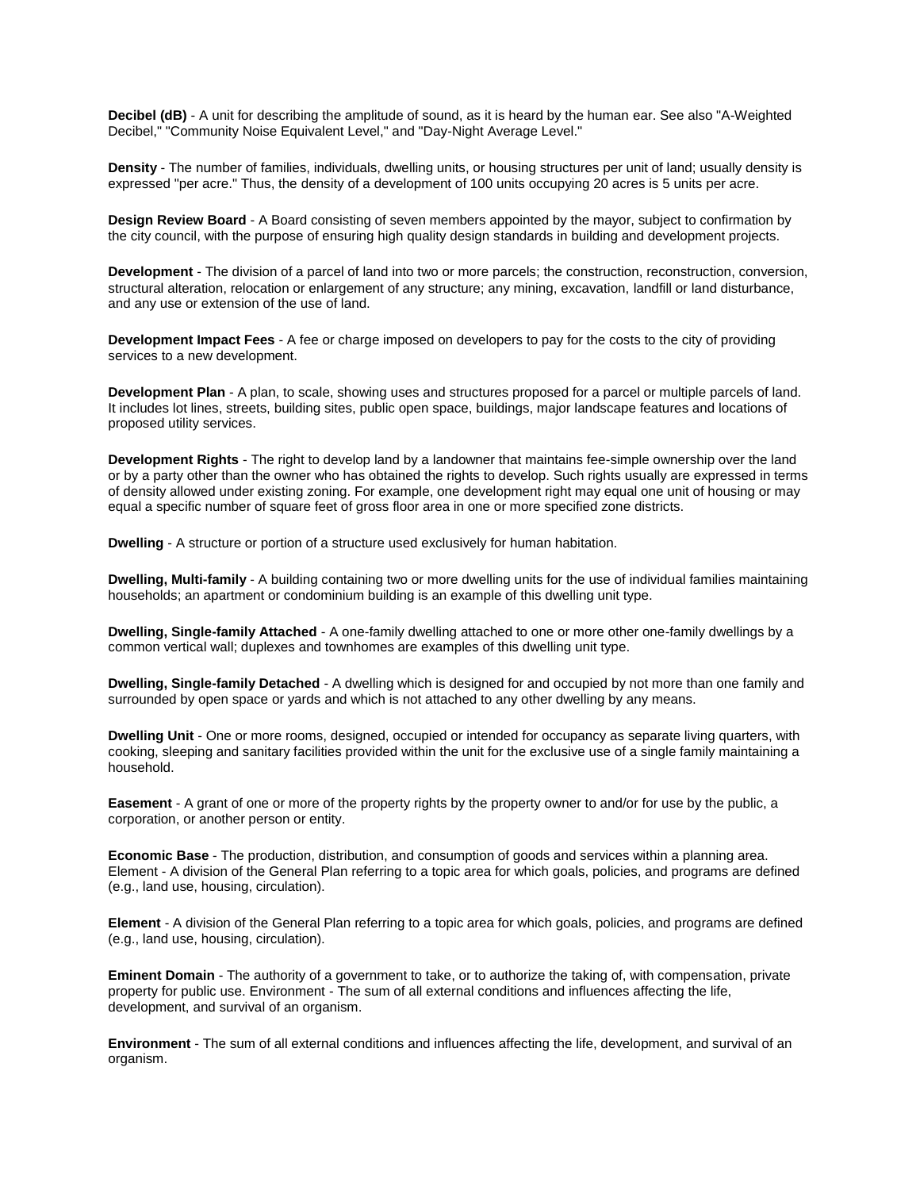**Decibel (dB)** - A unit for describing the amplitude of sound, as it is heard by the human ear. See also "A-Weighted Decibel," "Community Noise Equivalent Level," and "Day-Night Average Level."

**Density** - The number of families, individuals, dwelling units, or housing structures per unit of land; usually density is expressed "per acre." Thus, the density of a development of 100 units occupying 20 acres is 5 units per acre.

**Design Review Board** - A Board consisting of seven members appointed by the mayor, subject to confirmation by the city council, with the purpose of ensuring high quality design standards in building and development projects.

**Development** - The division of a parcel of land into two or more parcels; the construction, reconstruction, conversion, structural alteration, relocation or enlargement of any structure; any mining, excavation, landfill or land disturbance, and any use or extension of the use of land.

**Development Impact Fees** - A fee or charge imposed on developers to pay for the costs to the city of providing services to a new development.

**Development Plan** - A plan, to scale, showing uses and structures proposed for a parcel or multiple parcels of land. It includes lot lines, streets, building sites, public open space, buildings, major landscape features and locations of proposed utility services.

**Development Rights** - The right to develop land by a landowner that maintains fee-simple ownership over the land or by a party other than the owner who has obtained the rights to develop. Such rights usually are expressed in terms of density allowed under existing zoning. For example, one development right may equal one unit of housing or may equal a specific number of square feet of gross floor area in one or more specified zone districts.

**Dwelling** - A structure or portion of a structure used exclusively for human habitation.

**Dwelling, Multi-family** - A building containing two or more dwelling units for the use of individual families maintaining households; an apartment or condominium building is an example of this dwelling unit type.

**Dwelling, Single-family Attached** - A one-family dwelling attached to one or more other one-family dwellings by a common vertical wall; duplexes and townhomes are examples of this dwelling unit type.

**Dwelling, Single-family Detached** - A dwelling which is designed for and occupied by not more than one family and surrounded by open space or yards and which is not attached to any other dwelling by any means.

**Dwelling Unit** - One or more rooms, designed, occupied or intended for occupancy as separate living quarters, with cooking, sleeping and sanitary facilities provided within the unit for the exclusive use of a single family maintaining a household.

**Easement** - A grant of one or more of the property rights by the property owner to and/or for use by the public, a corporation, or another person or entity.

**Economic Base** - The production, distribution, and consumption of goods and services within a planning area. Element - A division of the General Plan referring to a topic area for which goals, policies, and programs are defined (e.g., land use, housing, circulation).

**Element** - A division of the General Plan referring to a topic area for which goals, policies, and programs are defined (e.g., land use, housing, circulation).

**Eminent Domain** - The authority of a government to take, or to authorize the taking of, with compensation, private property for public use. Environment - The sum of all external conditions and influences affecting the life, development, and survival of an organism.

**Environment** - The sum of all external conditions and influences affecting the life, development, and survival of an organism.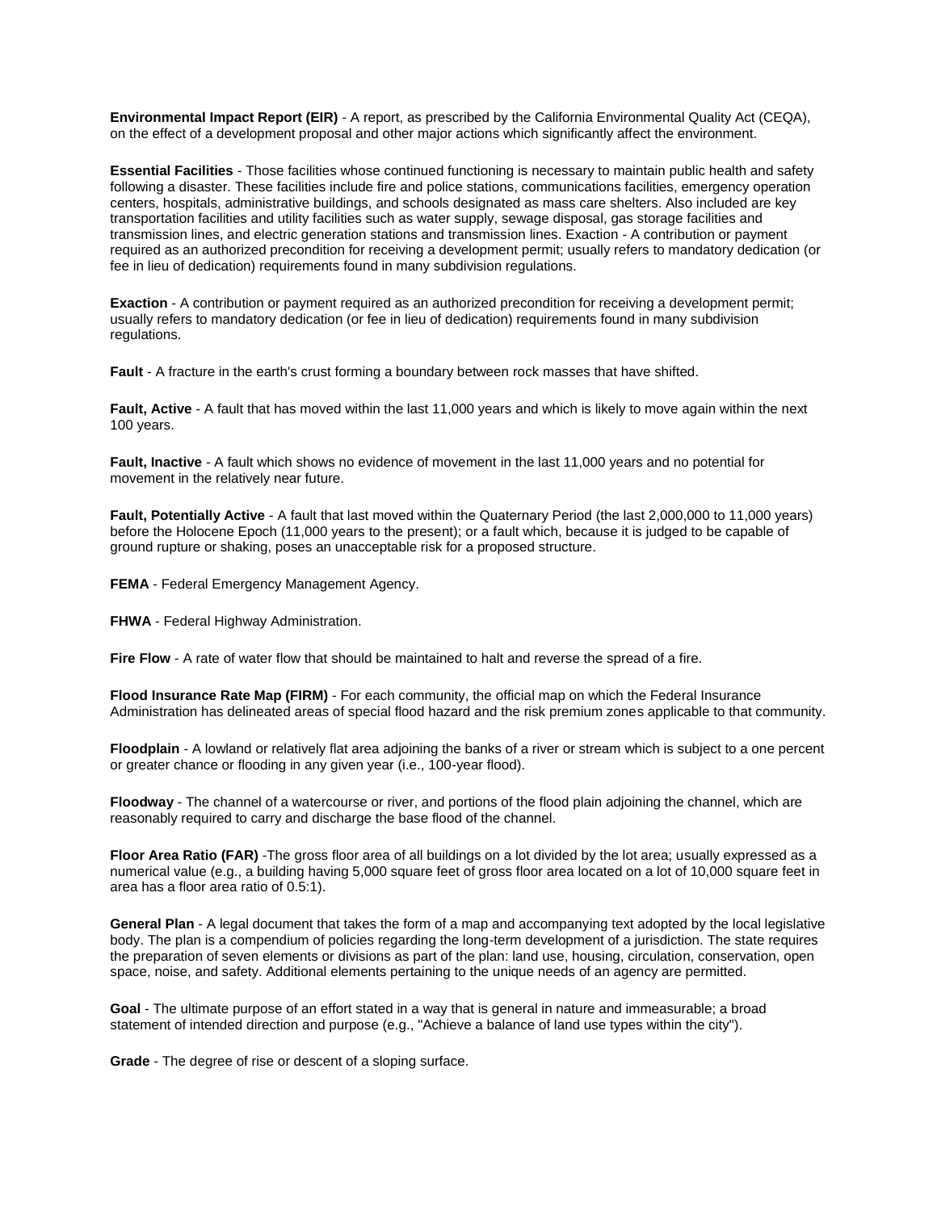**Environmental Impact Report (EIR)** - A report, as prescribed by the California Environmental Quality Act (CEQA), on the effect of a development proposal and other major actions which significantly affect the environment.

**Essential Facilities** - Those facilities whose continued functioning is necessary to maintain public health and safety following a disaster. These facilities include fire and police stations, communications facilities, emergency operation centers, hospitals, administrative buildings, and schools designated as mass care shelters. Also included are key transportation facilities and utility facilities such as water supply, sewage disposal, gas storage facilities and transmission lines, and electric generation stations and transmission lines. Exaction - A contribution or payment required as an authorized precondition for receiving a development permit; usually refers to mandatory dedication (or fee in lieu of dedication) requirements found in many subdivision regulations.

**Exaction** - A contribution or payment required as an authorized precondition for receiving a development permit; usually refers to mandatory dedication (or fee in lieu of dedication) requirements found in many subdivision regulations.

**Fault** - A fracture in the earth's crust forming a boundary between rock masses that have shifted.

**Fault, Active** - A fault that has moved within the last 11,000 years and which is likely to move again within the next 100 years.

**Fault, Inactive** - A fault which shows no evidence of movement in the last 11,000 years and no potential for movement in the relatively near future.

**Fault, Potentially Active** - A fault that last moved within the Quaternary Period (the last 2,000,000 to 11,000 years) before the Holocene Epoch (11,000 years to the present); or a fault which, because it is judged to be capable of ground rupture or shaking, poses an unacceptable risk for a proposed structure.

**FEMA** - Federal Emergency Management Agency.

**FHWA** - Federal Highway Administration.

**Fire Flow** - A rate of water flow that should be maintained to halt and reverse the spread of a fire.

**Flood Insurance Rate Map (FIRM)** - For each community, the official map on which the Federal Insurance Administration has delineated areas of special flood hazard and the risk premium zones applicable to that community.

**Floodplain** - A lowland or relatively flat area adjoining the banks of a river or stream which is subject to a one percent or greater chance or flooding in any given year (i.e., 100-year flood).

**Floodway** - The channel of a watercourse or river, and portions of the flood plain adjoining the channel, which are reasonably required to carry and discharge the base flood of the channel.

**Floor Area Ratio (FAR)** -The gross floor area of all buildings on a lot divided by the lot area; usually expressed as a numerical value (e.g., a building having 5,000 square feet of gross floor area located on a lot of 10,000 square feet in area has a floor area ratio of 0.5:1).

**General Plan** - A legal document that takes the form of a map and accompanying text adopted by the local legislative body. The plan is a compendium of policies regarding the long-term development of a jurisdiction. The state requires the preparation of seven elements or divisions as part of the plan: land use, housing, circulation, conservation, open space, noise, and safety. Additional elements pertaining to the unique needs of an agency are permitted.

**Goal** - The ultimate purpose of an effort stated in a way that is general in nature and immeasurable; a broad statement of intended direction and purpose (e.g., "Achieve a balance of land use types within the city").

**Grade** - The degree of rise or descent of a sloping surface.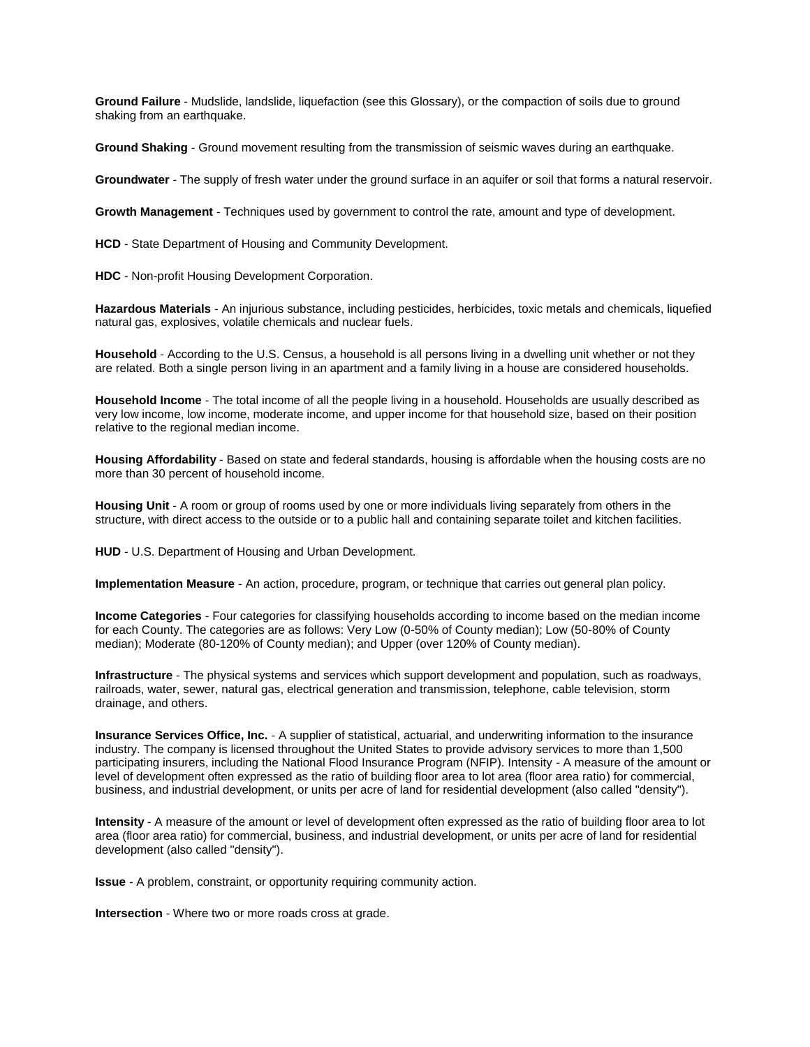**Ground Failure** - Mudslide, landslide, liquefaction (see this Glossary), or the compaction of soils due to ground shaking from an earthquake.

**Ground Shaking** - Ground movement resulting from the transmission of seismic waves during an earthquake.

**Groundwater** - The supply of fresh water under the ground surface in an aquifer or soil that forms a natural reservoir.

**Growth Management** - Techniques used by government to control the rate, amount and type of development.

**HCD** - State Department of Housing and Community Development.

**HDC** - Non-profit Housing Development Corporation.

**Hazardous Materials** - An injurious substance, including pesticides, herbicides, toxic metals and chemicals, liquefied natural gas, explosives, volatile chemicals and nuclear fuels.

**Household** - According to the U.S. Census, a household is all persons living in a dwelling unit whether or not they are related. Both a single person living in an apartment and a family living in a house are considered households.

**Household Income** - The total income of all the people living in a household. Households are usually described as very low income, low income, moderate income, and upper income for that household size, based on their position relative to the regional median income.

**Housing Affordability** - Based on state and federal standards, housing is affordable when the housing costs are no more than 30 percent of household income.

**Housing Unit** - A room or group of rooms used by one or more individuals living separately from others in the structure, with direct access to the outside or to a public hall and containing separate toilet and kitchen facilities.

**HUD** - U.S. Department of Housing and Urban Development.

**Implementation Measure** - An action, procedure, program, or technique that carries out general plan policy.

**Income Categories** - Four categories for classifying households according to income based on the median income for each County. The categories are as follows: Very Low (0-50% of County median); Low (50-80% of County median); Moderate (80-120% of County median); and Upper (over 120% of County median).

**Infrastructure** - The physical systems and services which support development and population, such as roadways, railroads, water, sewer, natural gas, electrical generation and transmission, telephone, cable television, storm drainage, and others.

**Insurance Services Office, Inc.** - A supplier of statistical, actuarial, and underwriting information to the insurance industry. The company is licensed throughout the United States to provide advisory services to more than 1,500 participating insurers, including the National Flood Insurance Program (NFIP). Intensity - A measure of the amount or level of development often expressed as the ratio of building floor area to lot area (floor area ratio) for commercial, business, and industrial development, or units per acre of land for residential development (also called "density").

**Intensity** - A measure of the amount or level of development often expressed as the ratio of building floor area to lot area (floor area ratio) for commercial, business, and industrial development, or units per acre of land for residential development (also called "density").

**Issue** - A problem, constraint, or opportunity requiring community action.

**Intersection** - Where two or more roads cross at grade.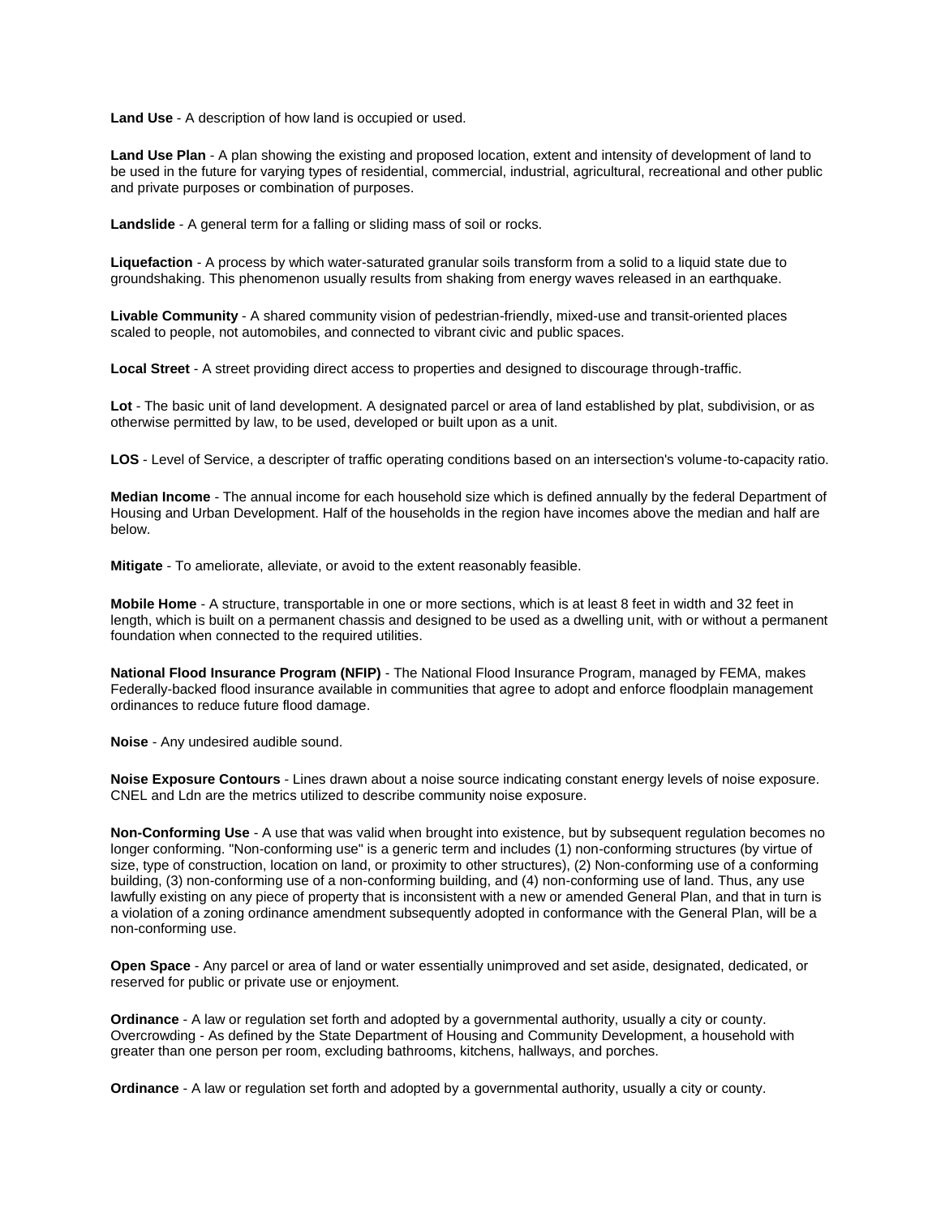**Land Use** - A description of how land is occupied or used.

**Land Use Plan** - A plan showing the existing and proposed location, extent and intensity of development of land to be used in the future for varying types of residential, commercial, industrial, agricultural, recreational and other public and private purposes or combination of purposes.

**Landslide** - A general term for a falling or sliding mass of soil or rocks.

**Liquefaction** - A process by which water-saturated granular soils transform from a solid to a liquid state due to groundshaking. This phenomenon usually results from shaking from energy waves released in an earthquake.

**Livable Community** - A shared community vision of pedestrian-friendly, mixed-use and transit-oriented places scaled to people, not automobiles, and connected to vibrant civic and public spaces.

**Local Street** - A street providing direct access to properties and designed to discourage through-traffic.

**Lot** - The basic unit of land development. A designated parcel or area of land established by plat, subdivision, or as otherwise permitted by law, to be used, developed or built upon as a unit.

**LOS** - Level of Service, a descripter of traffic operating conditions based on an intersection's volume-to-capacity ratio.

**Median Income** - The annual income for each household size which is defined annually by the federal Department of Housing and Urban Development. Half of the households in the region have incomes above the median and half are below.

**Mitigate** - To ameliorate, alleviate, or avoid to the extent reasonably feasible.

**Mobile Home** - A structure, transportable in one or more sections, which is at least 8 feet in width and 32 feet in length, which is built on a permanent chassis and designed to be used as a dwelling unit, with or without a permanent foundation when connected to the required utilities.

**National Flood Insurance Program (NFIP)** - The National Flood Insurance Program, managed by FEMA, makes Federally-backed flood insurance available in communities that agree to adopt and enforce floodplain management ordinances to reduce future flood damage.

**Noise** - Any undesired audible sound.

**Noise Exposure Contours** - Lines drawn about a noise source indicating constant energy levels of noise exposure. CNEL and Ldn are the metrics utilized to describe community noise exposure.

**Non-Conforming Use** - A use that was valid when brought into existence, but by subsequent regulation becomes no longer conforming. "Non-conforming use" is a generic term and includes (1) non-conforming structures (by virtue of size, type of construction, location on land, or proximity to other structures), (2) Non-conforming use of a conforming building, (3) non-conforming use of a non-conforming building, and (4) non-conforming use of land. Thus, any use lawfully existing on any piece of property that is inconsistent with a new or amended General Plan, and that in turn is a violation of a zoning ordinance amendment subsequently adopted in conformance with the General Plan, will be a non-conforming use.

**Open Space** - Any parcel or area of land or water essentially unimproved and set aside, designated, dedicated, or reserved for public or private use or enjoyment.

**Ordinance** - A law or regulation set forth and adopted by a governmental authority, usually a city or county. Overcrowding - As defined by the State Department of Housing and Community Development, a household with greater than one person per room, excluding bathrooms, kitchens, hallways, and porches.

**Ordinance** - A law or regulation set forth and adopted by a governmental authority, usually a city or county.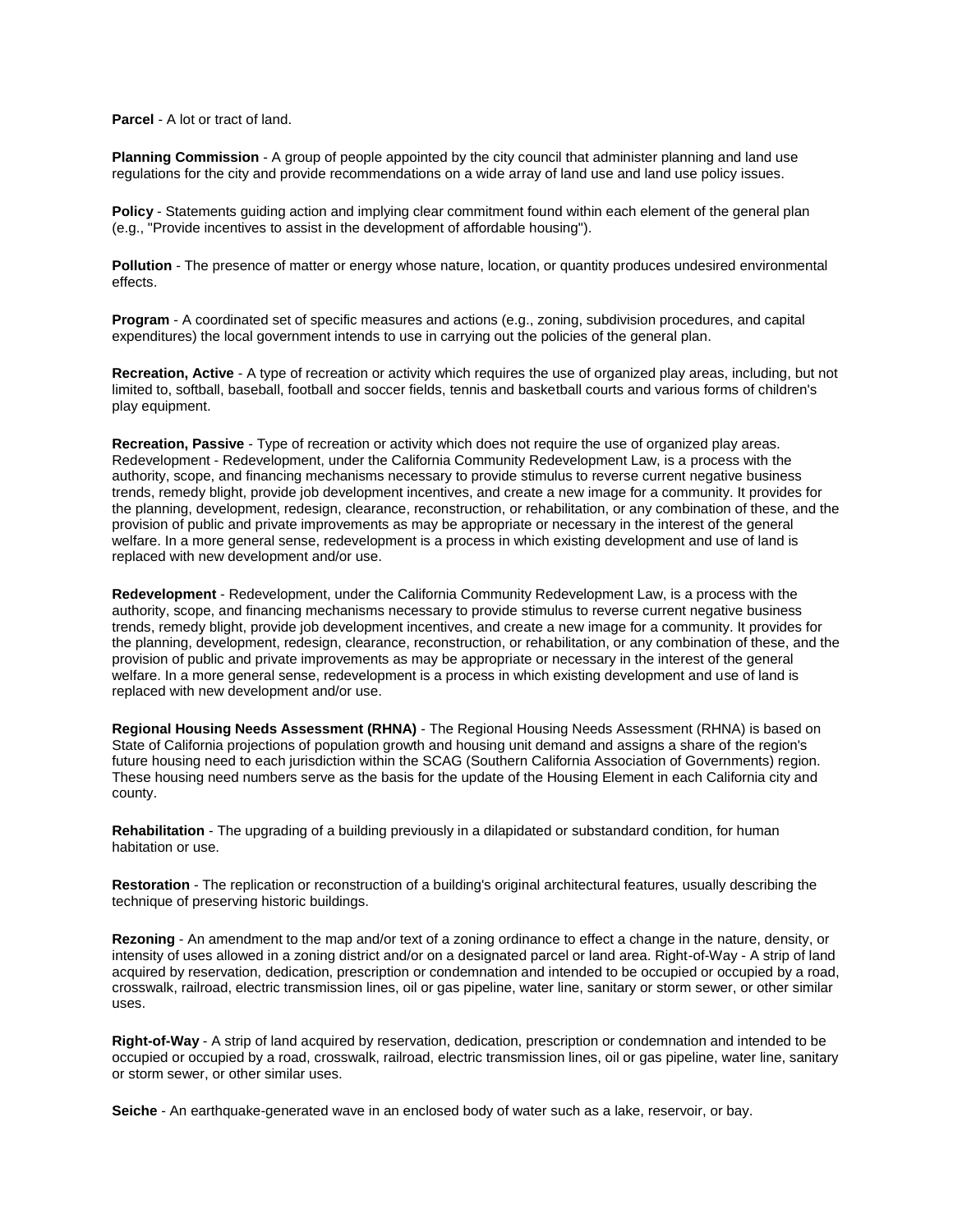**Parcel** - A lot or tract of land.

**Planning Commission** - A group of people appointed by the city council that administer planning and land use regulations for the city and provide recommendations on a wide array of land use and land use policy issues.

**Policy** - Statements guiding action and implying clear commitment found within each element of the general plan (e.g., "Provide incentives to assist in the development of affordable housing").

**Pollution** - The presence of matter or energy whose nature, location, or quantity produces undesired environmental effects.

**Program** - A coordinated set of specific measures and actions (e.g., zoning, subdivision procedures, and capital expenditures) the local government intends to use in carrying out the policies of the general plan.

**Recreation, Active** - A type of recreation or activity which requires the use of organized play areas, including, but not limited to, softball, baseball, football and soccer fields, tennis and basketball courts and various forms of children's play equipment.

**Recreation, Passive** - Type of recreation or activity which does not require the use of organized play areas. Redevelopment - Redevelopment, under the California Community Redevelopment Law, is a process with the authority, scope, and financing mechanisms necessary to provide stimulus to reverse current negative business trends, remedy blight, provide job development incentives, and create a new image for a community. It provides for the planning, development, redesign, clearance, reconstruction, or rehabilitation, or any combination of these, and the provision of public and private improvements as may be appropriate or necessary in the interest of the general welfare. In a more general sense, redevelopment is a process in which existing development and use of land is replaced with new development and/or use.

**Redevelopment** - Redevelopment, under the California Community Redevelopment Law, is a process with the authority, scope, and financing mechanisms necessary to provide stimulus to reverse current negative business trends, remedy blight, provide job development incentives, and create a new image for a community. It provides for the planning, development, redesign, clearance, reconstruction, or rehabilitation, or any combination of these, and the provision of public and private improvements as may be appropriate or necessary in the interest of the general welfare. In a more general sense, redevelopment is a process in which existing development and use of land is replaced with new development and/or use.

**Regional Housing Needs Assessment (RHNA)** - The Regional Housing Needs Assessment (RHNA) is based on State of California projections of population growth and housing unit demand and assigns a share of the region's future housing need to each jurisdiction within the SCAG (Southern California Association of Governments) region. These housing need numbers serve as the basis for the update of the Housing Element in each California city and county.

**Rehabilitation** - The upgrading of a building previously in a dilapidated or substandard condition, for human habitation or use.

**Restoration** - The replication or reconstruction of a building's original architectural features, usually describing the technique of preserving historic buildings.

**Rezoning** - An amendment to the map and/or text of a zoning ordinance to effect a change in the nature, density, or intensity of uses allowed in a zoning district and/or on a designated parcel or land area. Right-of-Way - A strip of land acquired by reservation, dedication, prescription or condemnation and intended to be occupied or occupied by a road, crosswalk, railroad, electric transmission lines, oil or gas pipeline, water line, sanitary or storm sewer, or other similar uses.

**Right-of-Way** - A strip of land acquired by reservation, dedication, prescription or condemnation and intended to be occupied or occupied by a road, crosswalk, railroad, electric transmission lines, oil or gas pipeline, water line, sanitary or storm sewer, or other similar uses.

**Seiche** - An earthquake-generated wave in an enclosed body of water such as a lake, reservoir, or bay.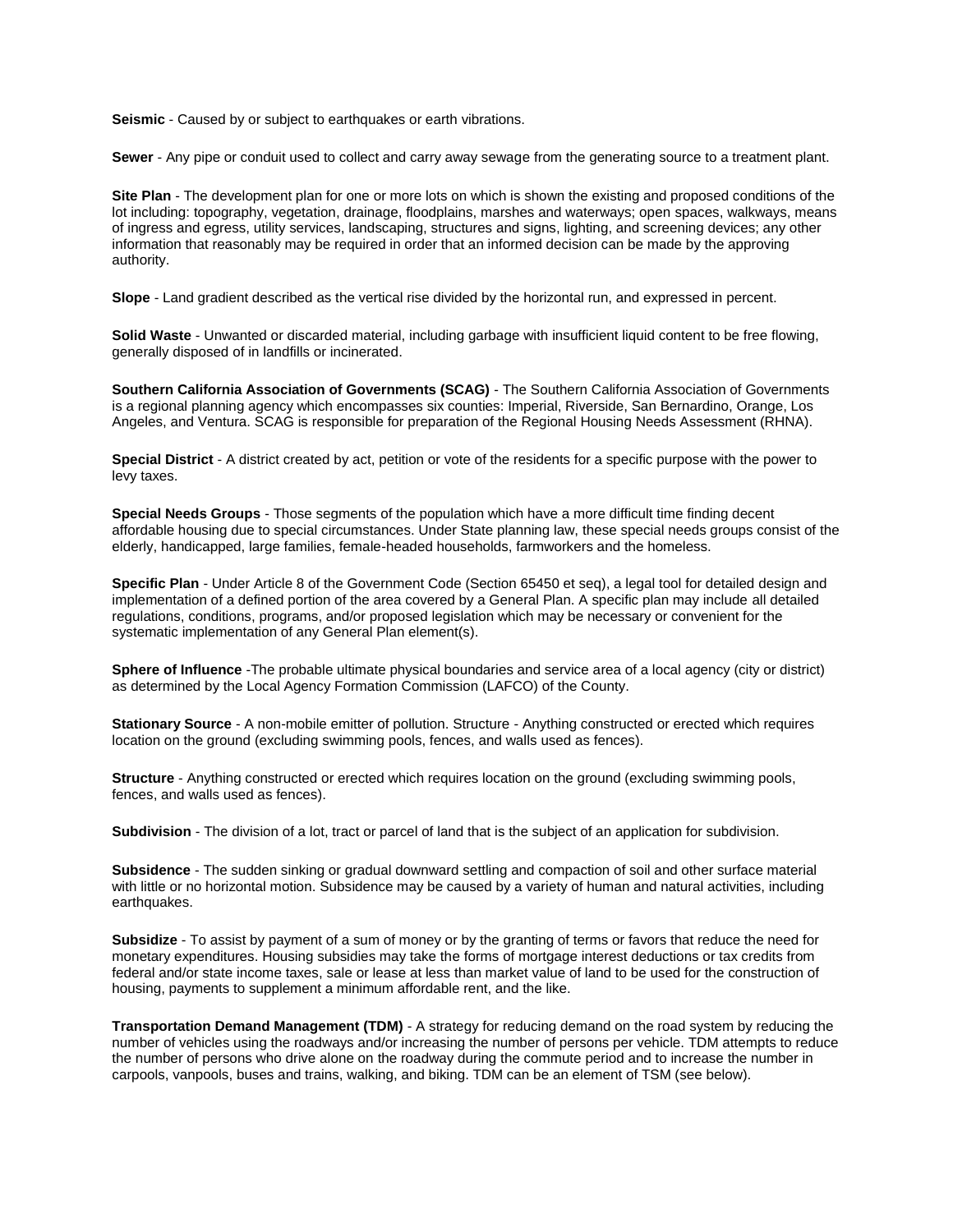**Seismic** - Caused by or subject to earthquakes or earth vibrations.

**Sewer** - Any pipe or conduit used to collect and carry away sewage from the generating source to a treatment plant.

**Site Plan** - The development plan for one or more lots on which is shown the existing and proposed conditions of the lot including: topography, vegetation, drainage, floodplains, marshes and waterways; open spaces, walkways, means of ingress and egress, utility services, landscaping, structures and signs, lighting, and screening devices; any other information that reasonably may be required in order that an informed decision can be made by the approving authority.

**Slope** - Land gradient described as the vertical rise divided by the horizontal run, and expressed in percent.

**Solid Waste** - Unwanted or discarded material, including garbage with insufficient liquid content to be free flowing, generally disposed of in landfills or incinerated.

**Southern California Association of Governments (SCAG)** - The Southern California Association of Governments is a regional planning agency which encompasses six counties: Imperial, Riverside, San Bernardino, Orange, Los Angeles, and Ventura. SCAG is responsible for preparation of the Regional Housing Needs Assessment (RHNA).

**Special District** - A district created by act, petition or vote of the residents for a specific purpose with the power to levy taxes.

**Special Needs Groups** - Those segments of the population which have a more difficult time finding decent affordable housing due to special circumstances. Under State planning law, these special needs groups consist of the elderly, handicapped, large families, female-headed households, farmworkers and the homeless.

**Specific Plan** - Under Article 8 of the Government Code (Section 65450 et seq), a legal tool for detailed design and implementation of a defined portion of the area covered by a General Plan. A specific plan may include all detailed regulations, conditions, programs, and/or proposed legislation which may be necessary or convenient for the systematic implementation of any General Plan element(s).

**Sphere of Influence** -The probable ultimate physical boundaries and service area of a local agency (city or district) as determined by the Local Agency Formation Commission (LAFCO) of the County.

**Stationary Source** - A non-mobile emitter of pollution. Structure - Anything constructed or erected which requires location on the ground (excluding swimming pools, fences, and walls used as fences).

**Structure** - Anything constructed or erected which requires location on the ground (excluding swimming pools, fences, and walls used as fences).

**Subdivision** - The division of a lot, tract or parcel of land that is the subject of an application for subdivision.

**Subsidence** - The sudden sinking or gradual downward settling and compaction of soil and other surface material with little or no horizontal motion. Subsidence may be caused by a variety of human and natural activities, including earthquakes.

**Subsidize** - To assist by payment of a sum of money or by the granting of terms or favors that reduce the need for monetary expenditures. Housing subsidies may take the forms of mortgage interest deductions or tax credits from federal and/or state income taxes, sale or lease at less than market value of land to be used for the construction of housing, payments to supplement a minimum affordable rent, and the like.

**Transportation Demand Management (TDM)** - A strategy for reducing demand on the road system by reducing the number of vehicles using the roadways and/or increasing the number of persons per vehicle. TDM attempts to reduce the number of persons who drive alone on the roadway during the commute period and to increase the number in carpools, vanpools, buses and trains, walking, and biking. TDM can be an element of TSM (see below).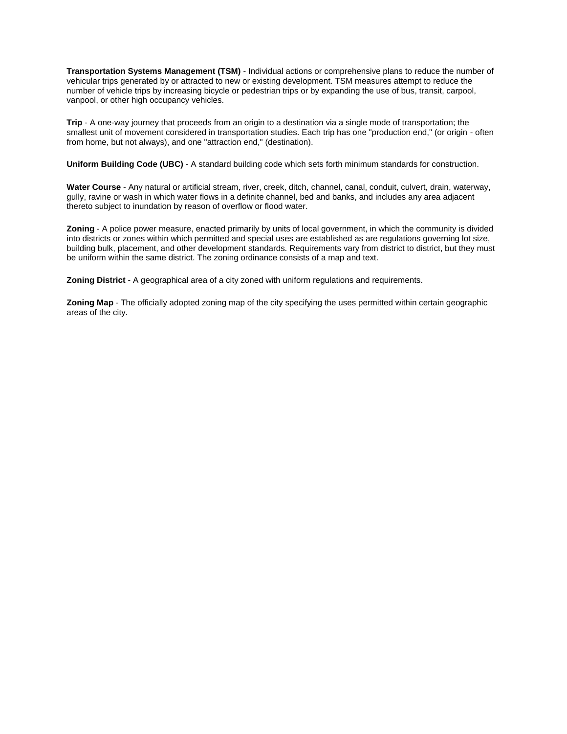**Transportation Systems Management (TSM)** - Individual actions or comprehensive plans to reduce the number of vehicular trips generated by or attracted to new or existing development. TSM measures attempt to reduce the number of vehicle trips by increasing bicycle or pedestrian trips or by expanding the use of bus, transit, carpool, vanpool, or other high occupancy vehicles.

**Trip** - A one-way journey that proceeds from an origin to a destination via a single mode of transportation; the smallest unit of movement considered in transportation studies. Each trip has one "production end," (or origin - often from home, but not always), and one "attraction end," (destination).

**Uniform Building Code (UBC)** - A standard building code which sets forth minimum standards for construction.

**Water Course** - Any natural or artificial stream, river, creek, ditch, channel, canal, conduit, culvert, drain, waterway, gully, ravine or wash in which water flows in a definite channel, bed and banks, and includes any area adjacent thereto subject to inundation by reason of overflow or flood water.

**Zoning** - A police power measure, enacted primarily by units of local government, in which the community is divided into districts or zones within which permitted and special uses are established as are regulations governing lot size, building bulk, placement, and other development standards. Requirements vary from district to district, but they must be uniform within the same district. The zoning ordinance consists of a map and text.

**Zoning District** - A geographical area of a city zoned with uniform regulations and requirements.

**Zoning Map** - The officially adopted zoning map of the city specifying the uses permitted within certain geographic areas of the city.